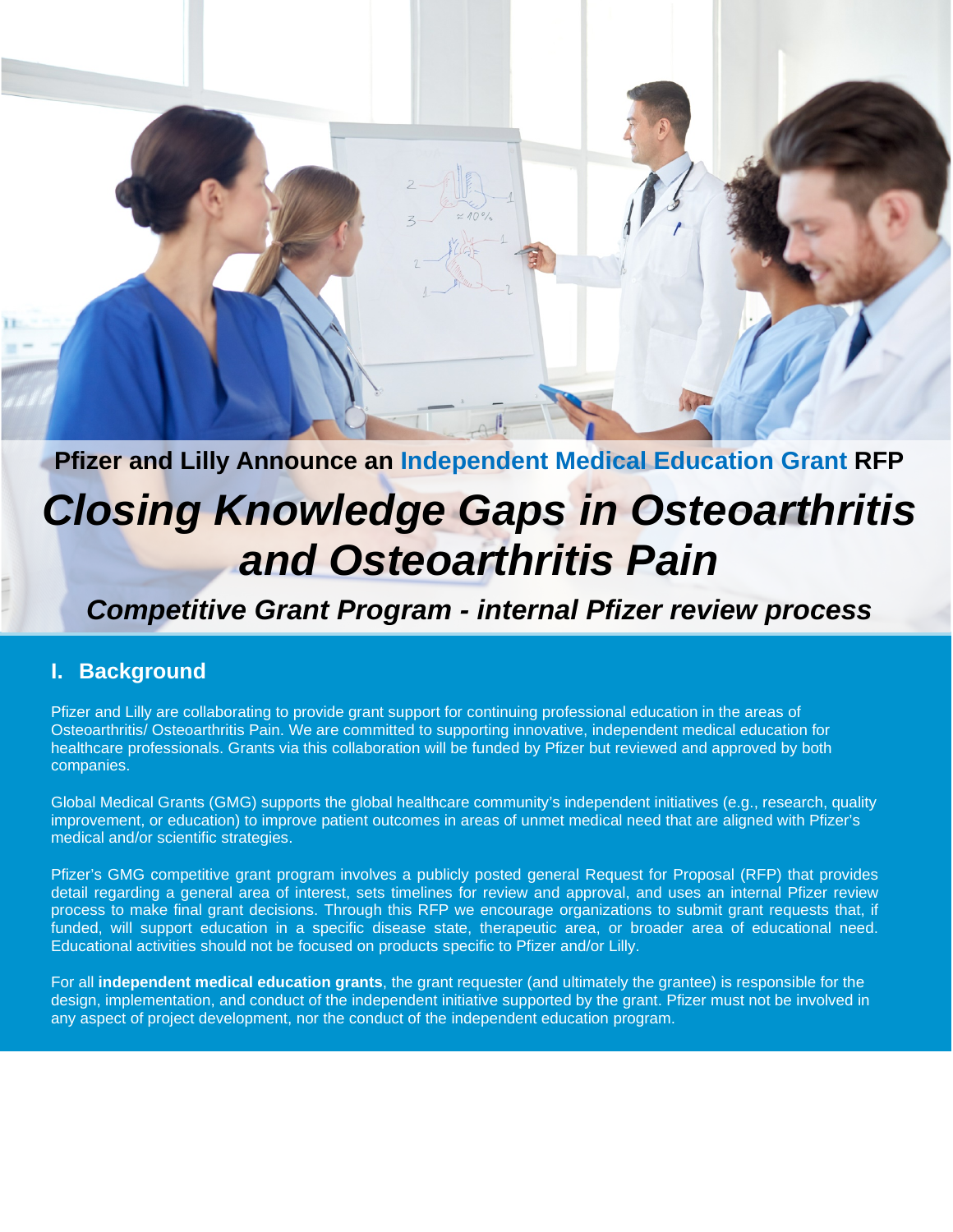**Pfizer and Lilly Announce an Independent Medical Education Grant RFP**

# *Closing Knowledge Gaps in Osteoarthritis and Osteoarthritis Pain*

## *Competitive Grant Program - internal Pfizer review process*

## I. Background

Pfizer and Lilly are collaborating to provide grant support for continuing professional education in the areas of Osteoarthritis/ Osteoarthritis Pain. We are committed to supporting innovative, independent medical education for healthcare professionals. Grants via this collaboration will be funded by Pfizer but reviewed and approved by both companies.

Global Medical Grants (GMG) supports the global healthcare community's independent initiatives (e.g., research, quality improvement, or education) to improve patient outcomes in areas of unmet medical need that are aligned with Pfizer's medical and/or scientific strategies.

Pfizer's GMG competitive grant program involves a publicly posted general Request for Proposal (RFP) that provides detail regarding a general area of interest, sets timelines for review and approval, and uses an internal Pfizer review process to make final grant decisions. Through this RFP we encourage organizations to submit grant requests that, if funded, will support education in a specific disease state, therapeutic area, or broader area of educational need. Educational activities should not be focused on products specific to Pfizer and/or Lilly.

For all **independent medical education grants**, the grant requester (and ultimately the grantee) is responsible for the design, implementation, and conduct of the independent initiative supported by the grant. Pfizer must not be involved in any aspect of project development, nor the conduct of the independent education program.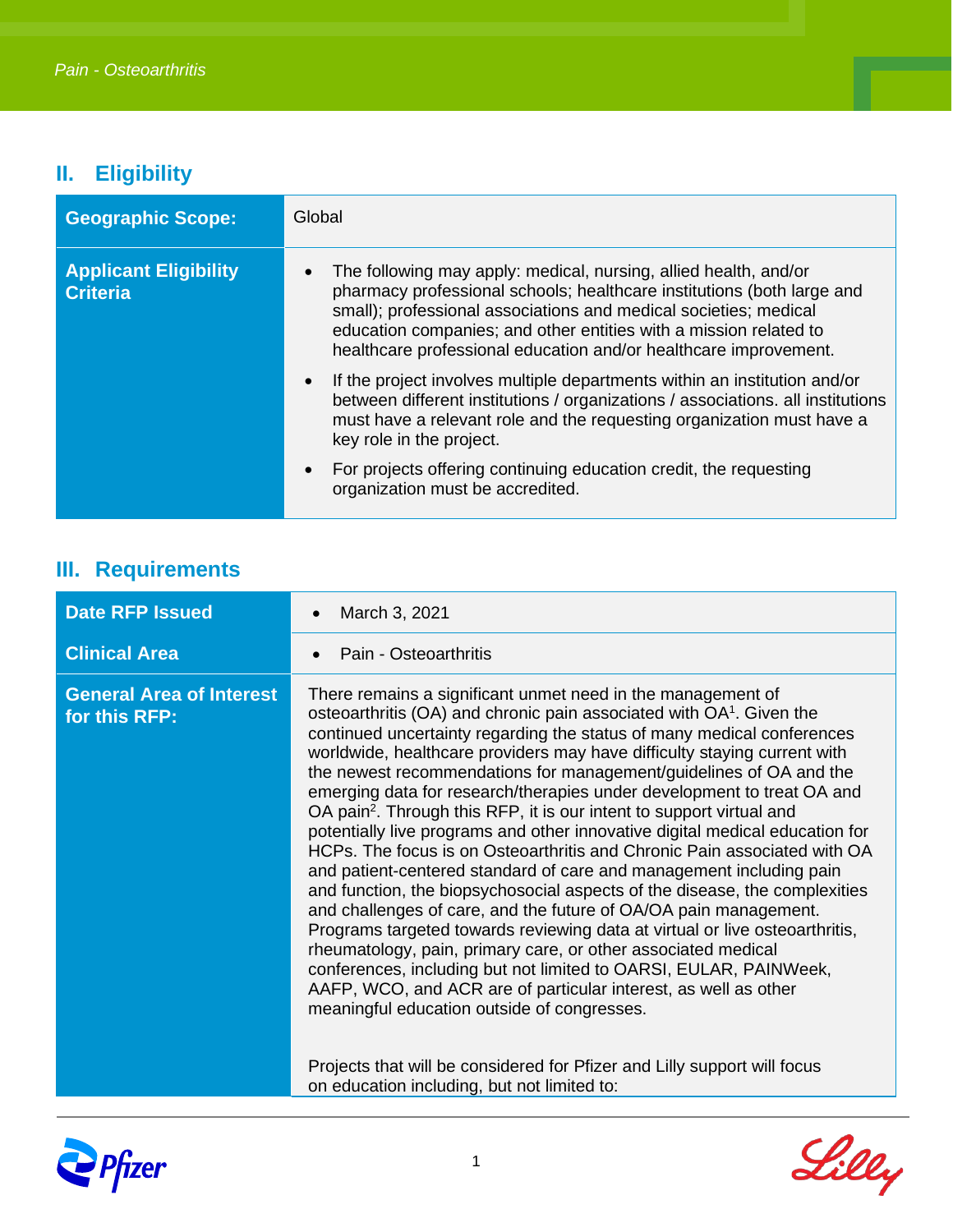## II. Eligibility

| Geographic Scope: | Global |
|---|---|
| Applicant Eligibility Criteria | • The following may apply: medical, nursing, allied health, and/or pharmacy professional schools; healthcare institutions (both large and small); professional associations and medical societies; medical education companies; and other entities with a mission related to healthcare professional education and/or healthcare improvement.<br>• If the project involves multiple departments within an institution and/or between different institutions / organizations / associations. all institutions must have a relevant role and the requesting organization must have a key role in the project.<br>• For projects offering continuing education credit, the requesting organization must be accredited. |

## III. Requirements

| Date RFP Issued | • March 3, 2021 |
|---|---|
| Clinical Area | • Pain - Osteoarthritis |
| General Area of Interest for this RFP: | There remains a significant unmet need in the management of osteoarthritis (OA) and chronic pain associated with OA[1]. Given the continued uncertainty regarding the status of many medical conferences worldwide, healthcare providers may have difficulty staying current with the newest recommendations for management/guidelines of OA and the emerging data for research/therapies under development to treat OA and OA pain[2]. Through this RFP, it is our intent to support virtual and potentially live programs and other innovative digital medical education for HCPs. The focus is on Osteoarthritis and Chronic Pain associated with OA and patient-centered standard of care and management including pain and function, the biopsychosocial aspects of the disease, the complexities and challenges of care, and the future of OA/OA pain management. Programs targeted towards reviewing data at virtual or live osteoarthritis, rheumatology, pain, primary care, or other associated medical conferences, including but not limited to OARSI, EULAR, PAINWeek, AAFP, WCO, and ACR are of particular interest, as well as other meaningful education outside of congresses.<br><br>Projects that will be considered for Pfizer and Lilly support will focus on education including, but not limited to: |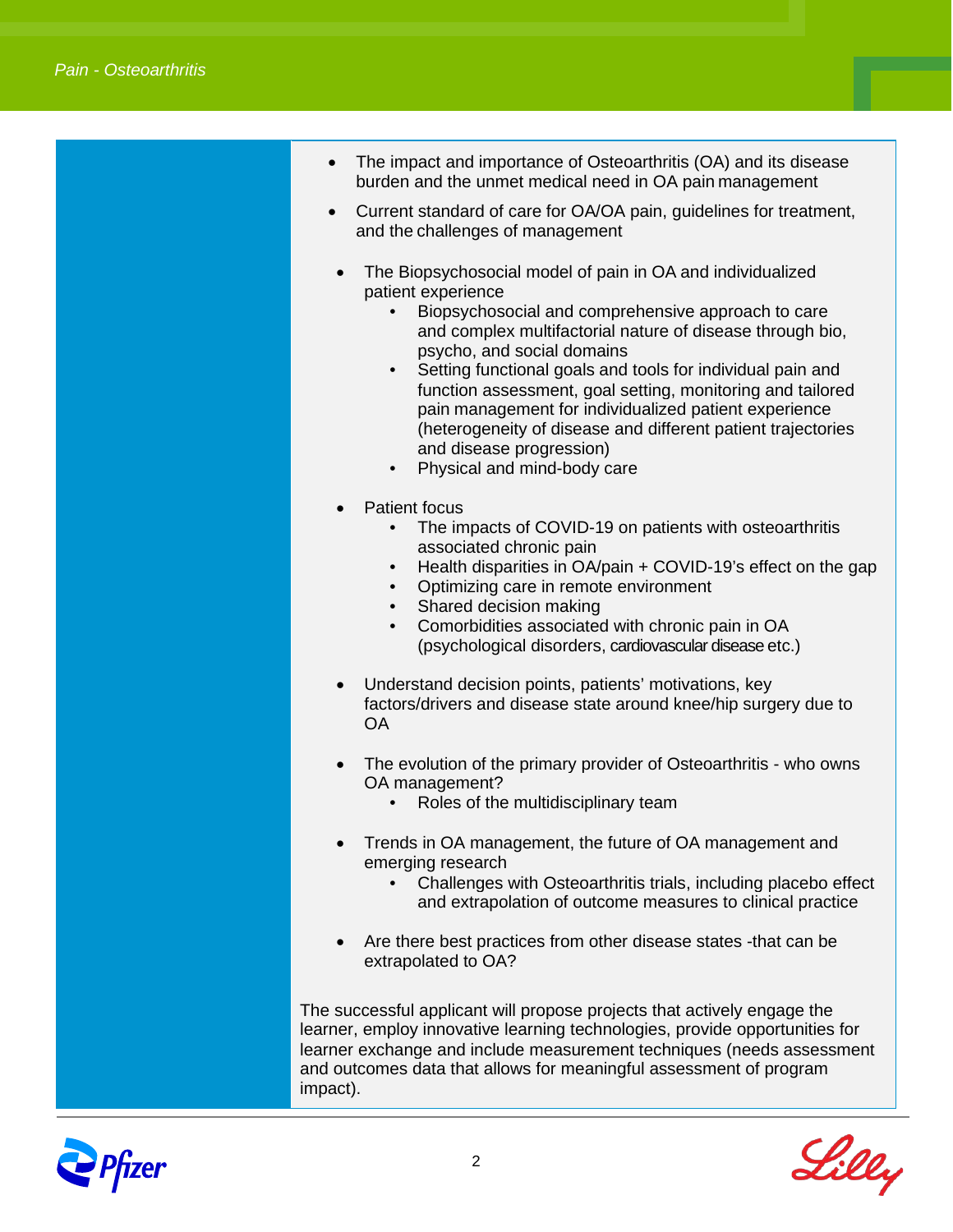- The impact and importance of Osteoarthritis (OA) and its disease burden and the unmet medical need in OA pain management
- Current standard of care for OA/OA pain, guidelines for treatment, and the challenges of management
- The Biopsychosocial model of pain in OA and individualized patient experience
  - Biopsychosocial and comprehensive approach to care and complex multifactorial nature of disease through bio, psycho, and social domains
  - Setting functional goals and tools for individual pain and function assessment, goal setting, monitoring and tailored pain management for individualized patient experience (heterogeneity of disease and different patient trajectories and disease progression)
  - Physical and mind-body care
- Patient focus
  - The impacts of COVID-19 on patients with osteoarthritis associated chronic pain
  - Health disparities in OA/pain + COVID-19's effect on the gap
  - Optimizing care in remote environment
  - Shared decision making
  - Comorbidities associated with chronic pain in OA (psychological disorders, cardiovascular disease etc.)
- Understand decision points, patients' motivations, key factors/drivers and disease state around knee/hip surgery due to OA
- The evolution of the primary provider of Osteoarthritis - who owns OA management?
  - Roles of the multidisciplinary team
- Trends in OA management, the future of OA management and emerging research
  - Challenges with Osteoarthritis trials, including placebo effect and extrapolation of outcome measures to clinical practice
- Are there best practices from other disease states -that can be extrapolated to OA?

The successful applicant will propose projects that actively engage the learner, employ innovative learning technologies, provide opportunities for learner exchange and include measurement techniques (needs assessment and outcomes data that allows for meaningful assessment of program impact).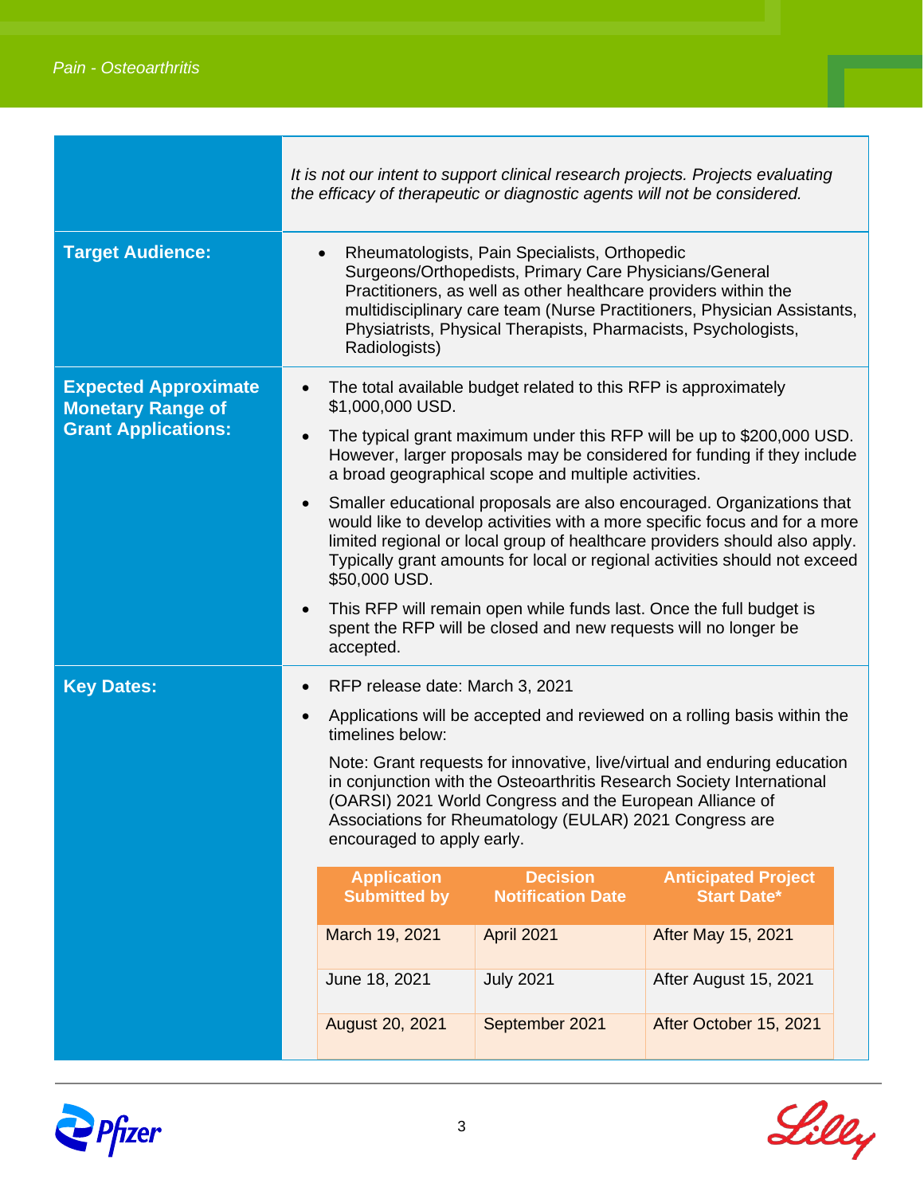| | |
|---|---|
| | *It is not our intent to support clinical research projects. Projects evaluating the efficacy of therapeutic or diagnostic agents will not be considered.* |
| **Target Audience:** | • Rheumatologists, Pain Specialists, Orthopedic Surgeons/Orthopedists, Primary Care Physicians/General Practitioners, as well as other healthcare providers within the multidisciplinary care team (Nurse Practitioners, Physician Assistants, Physiatrists, Physical Therapists, Pharmacists, Psychologists, Radiologists) |
| **Expected Approximate Monetary Range of Grant Applications:** | • The total available budget related to this RFP is approximately $1,000,000 USD.<br>• The typical grant maximum under this RFP will be up to $200,000 USD. However, larger proposals may be considered for funding if they include a broad geographical scope and multiple activities.<br>• Smaller educational proposals are also encouraged. Organizations that would like to develop activities with a more specific focus and for a more limited regional or local group of healthcare providers should also apply. Typically grant amounts for local or regional activities should not exceed $50,000 USD.<br>• This RFP will remain open while funds last. Once the full budget is spent the RFP will be closed and new requests will no longer be accepted. |
| **Key Dates:** | • RFP release date: March 3, 2021<br>• Applications will be accepted and reviewed on a rolling basis within the timelines below:<br>Note: Grant requests for innovative, live/virtual and enduring education in conjunction with the Osteoarthritis Research Society International (OARSI) 2021 World Congress and the European Alliance of Associations for Rheumatology (EULAR) 2021 Congress are encouraged to apply early. |

| Application Submitted by | Decision Notification Date | Anticipated Project Start Date* |
|---|---|---|
| March 19, 2021 | April 2021 | After May 15, 2021 |
| June 18, 2021 | July 2021 | After August 15, 2021 |
| August 20, 2021 | September 2021 | After October 15, 2021 |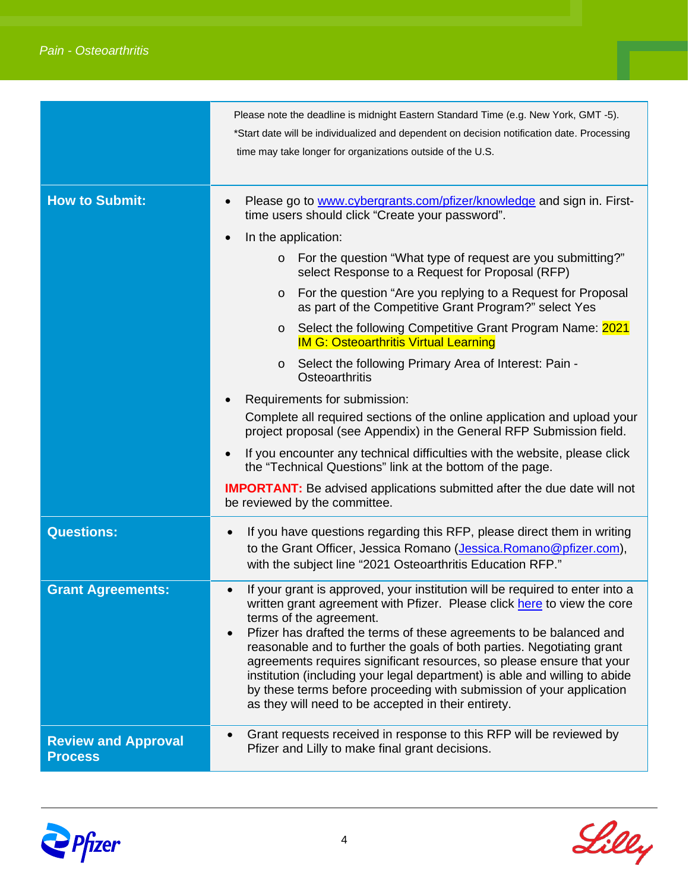| | |
|---|---|
| | Please note the deadline is midnight Eastern Standard Time (e.g. New York, GMT -5).<br>*Start date will be individualized and dependent on decision notification date. Processing time may take longer for organizations outside of the U.S. |
| **How to Submit:** | • Please go to [www.cybergrants.com/pfizer/knowledge](http://www.cybergrants.com/pfizer/knowledge) and sign in. First-time users should click "Create your password".<br>• In the application:<br>  o For the question "What type of request are you submitting?" select Response to a Request for Proposal (RFP)<br>  o For the question "Are you replying to a Request for Proposal as part of the Competitive Grant Program?" select Yes<br>  o Select the following Competitive Grant Program Name: 2021 IM G: Osteoarthritis Virtual Learning<br>  o Select the following Primary Area of Interest: Pain - Osteoarthritis<br>• Requirements for submission:<br>Complete all required sections of the online application and upload your project proposal (see Appendix) in the General RFP Submission field.<br>• If you encounter any technical difficulties with the website, please click the "Technical Questions" link at the bottom of the page.<br>**IMPORTANT:** Be advised applications submitted after the due date will not be reviewed by the committee. |
| **Questions:** | • If you have questions regarding this RFP, please direct them in writing to the Grant Officer, Jessica Romano ([Jessica.Romano@pfizer.com](mailto:Jessica.Romano@pfizer.com)), with the subject line "2021 Osteoarthritis Education RFP." |
| **Grant Agreements:** | • If your grant is approved, your institution will be required to enter into a written grant agreement with Pfizer. Please click here to view the core terms of the agreement.<br>• Pfizer has drafted the terms of these agreements to be balanced and reasonable and to further the goals of both parties. Negotiating grant agreements requires significant resources, so please ensure that your institution (including your legal department) is able and willing to abide by these terms before proceeding with submission of your application as they will need to be accepted in their entirety. |
| **Review and Approval Process** | • Grant requests received in response to this RFP will be reviewed by Pfizer and Lilly to make final grant decisions. |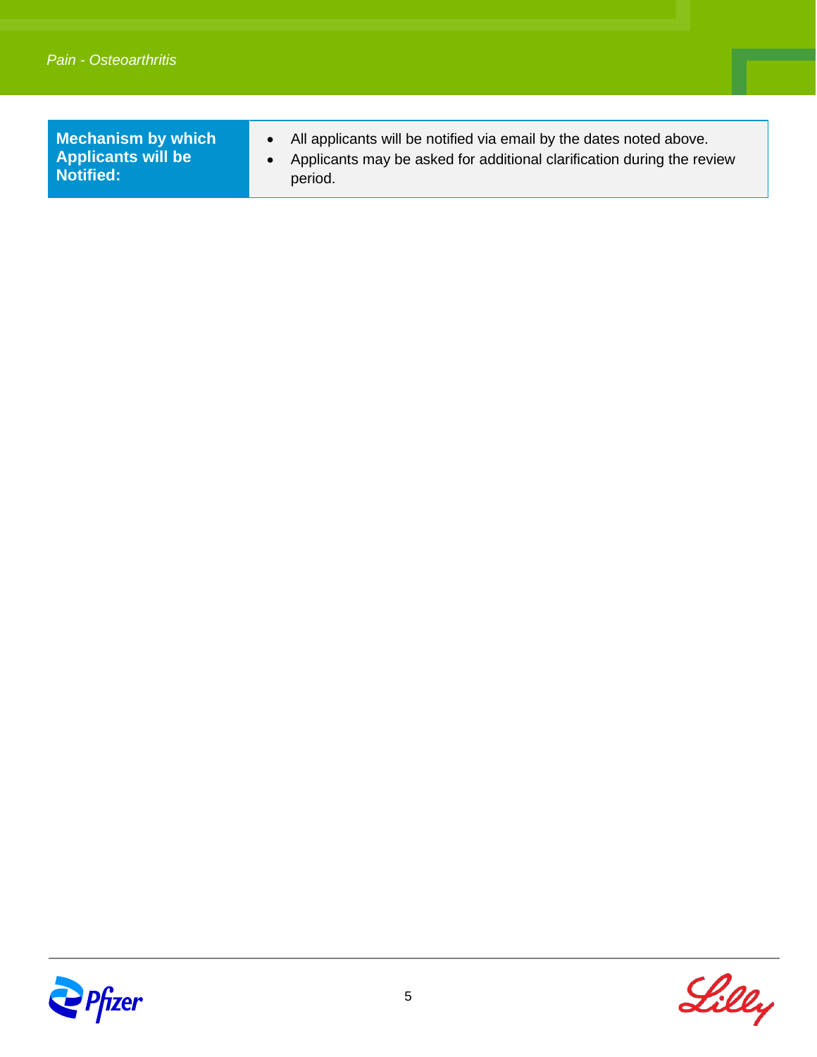| | |
|---|---|
| **Mechanism by which Applicants will be Notified:** | • All applicants will be notified via email by the dates noted above.<br>• Applicants may be asked for additional clarification during the review period. |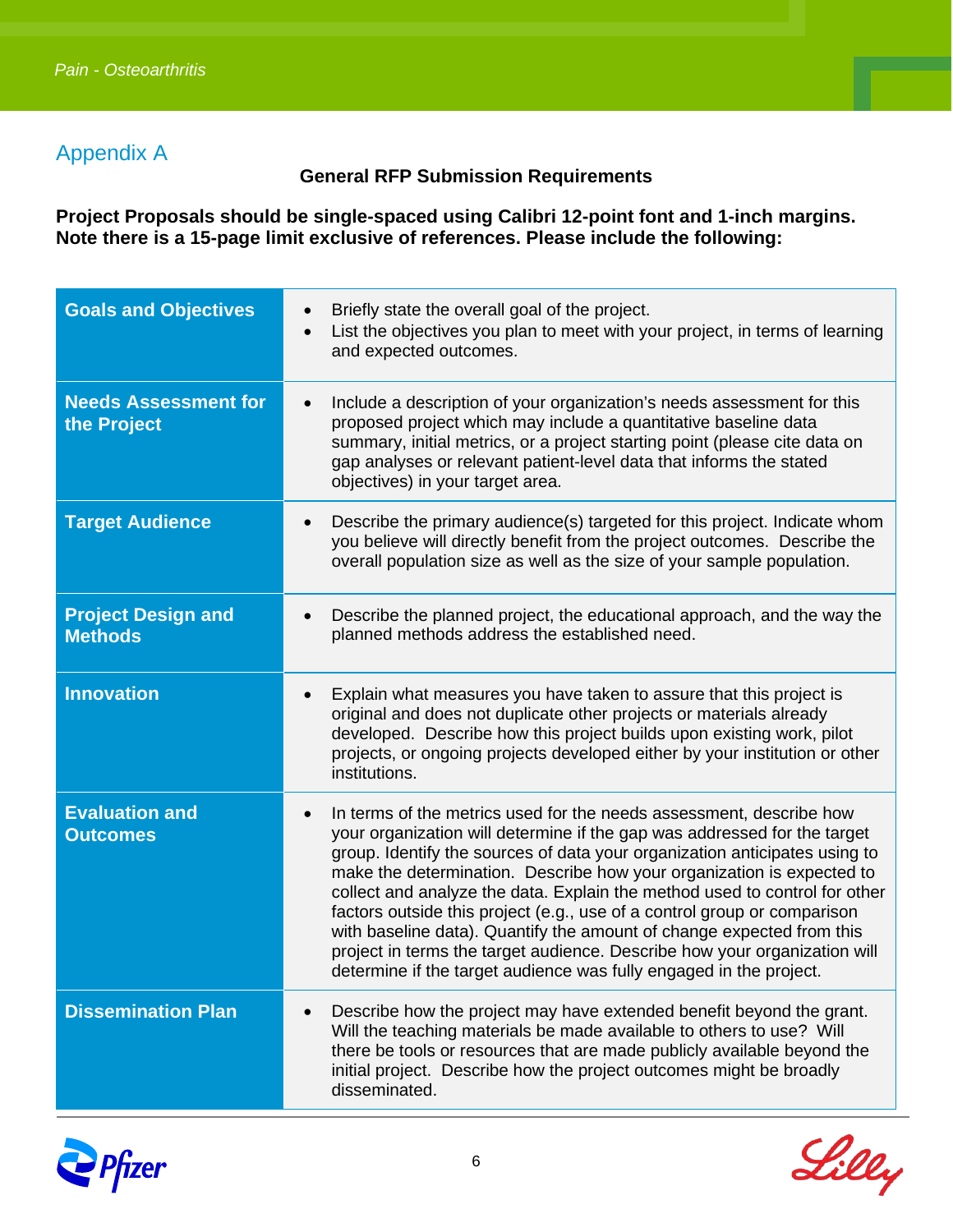## Appendix A

**General RFP Submission Requirements**

**Project Proposals should be single-spaced using Calibri 12-point font and 1-inch margins. Note there is a 15-page limit exclusive of references. Please include the following:**

| | |
|---|---|
| **Goals and Objectives** | • Briefly state the overall goal of the project.<br>• List the objectives you plan to meet with your project, in terms of learning and expected outcomes. |
| **Needs Assessment for the Project** | • Include a description of your organization's needs assessment for this proposed project which may include a quantitative baseline data summary, initial metrics, or a project starting point (please cite data on gap analyses or relevant patient-level data that informs the stated objectives) in your target area. |
| **Target Audience** | • Describe the primary audience(s) targeted for this project. Indicate whom you believe will directly benefit from the project outcomes. Describe the overall population size as well as the size of your sample population. |
| **Project Design and Methods** | • Describe the planned project, the educational approach, and the way the planned methods address the established need. |
| **Innovation** | • Explain what measures you have taken to assure that this project is original and does not duplicate other projects or materials already developed. Describe how this project builds upon existing work, pilot projects, or ongoing projects developed either by your institution or other institutions. |
| **Evaluation and Outcomes** | • In terms of the metrics used for the needs assessment, describe how your organization will determine if the gap was addressed for the target group. Identify the sources of data your organization anticipates using to make the determination. Describe how your organization is expected to collect and analyze the data. Explain the method used to control for other factors outside this project (e.g., use of a control group or comparison with baseline data). Quantify the amount of change expected from this project in terms the target audience. Describe how your organization will determine if the target audience was fully engaged in the project. |
| **Dissemination Plan** | • Describe how the project may have extended benefit beyond the grant. Will the teaching materials be made available to others to use? Will there be tools or resources that are made publicly available beyond the initial project. Describe how the project outcomes might be broadly disseminated. |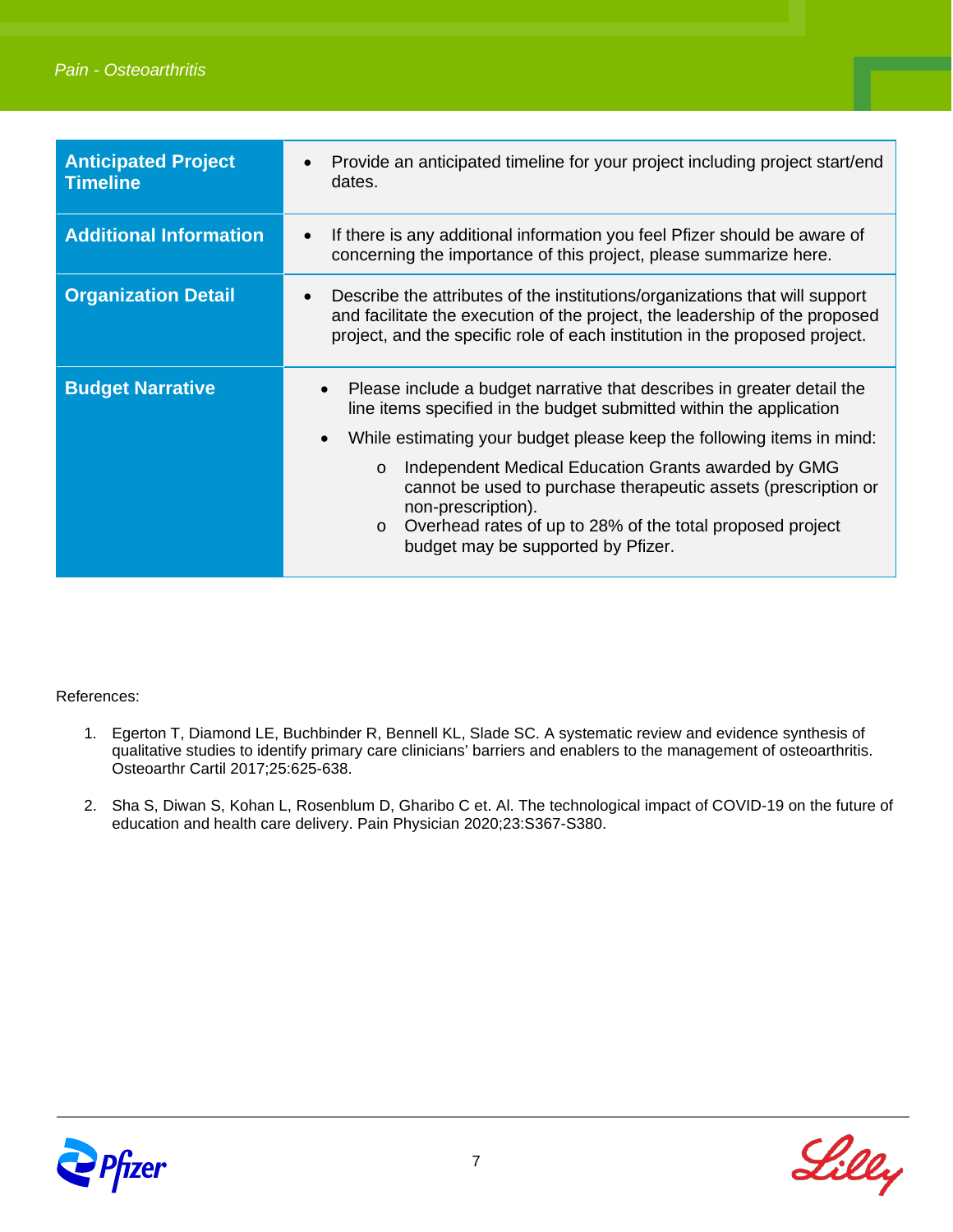| | |
|---|---|
| **Anticipated Project Timeline** | • Provide an anticipated timeline for your project including project start/end dates. |
| **Additional Information** | • If there is any additional information you feel Pfizer should be aware of concerning the importance of this project, please summarize here. |
| **Organization Detail** | • Describe the attributes of the institutions/organizations that will support and facilitate the execution of the project, the leadership of the proposed project, and the specific role of each institution in the proposed project. |
| **Budget Narrative** | • Please include a budget narrative that describes in greater detail the line items specified in the budget submitted within the application<br>• While estimating your budget please keep the following items in mind:<br>o Independent Medical Education Grants awarded by GMG cannot be used to purchase therapeutic assets (prescription or non-prescription).<br>o Overhead rates of up to 28% of the total proposed project budget may be supported by Pfizer. |

References:

1. Egerton T, Diamond LE, Buchbinder R, Bennell KL, Slade SC. A systematic review and evidence synthesis of qualitative studies to identify primary care clinicians' barriers and enablers to the management of osteoarthritis. Osteoarthr Cartil 2017;25:625-638.

2. Sha S, Diwan S, Kohan L, Rosenblum D, Gharibo C et. Al. The technological impact of COVID-19 on the future of education and health care delivery. Pain Physician 2020;23:S367-S380.